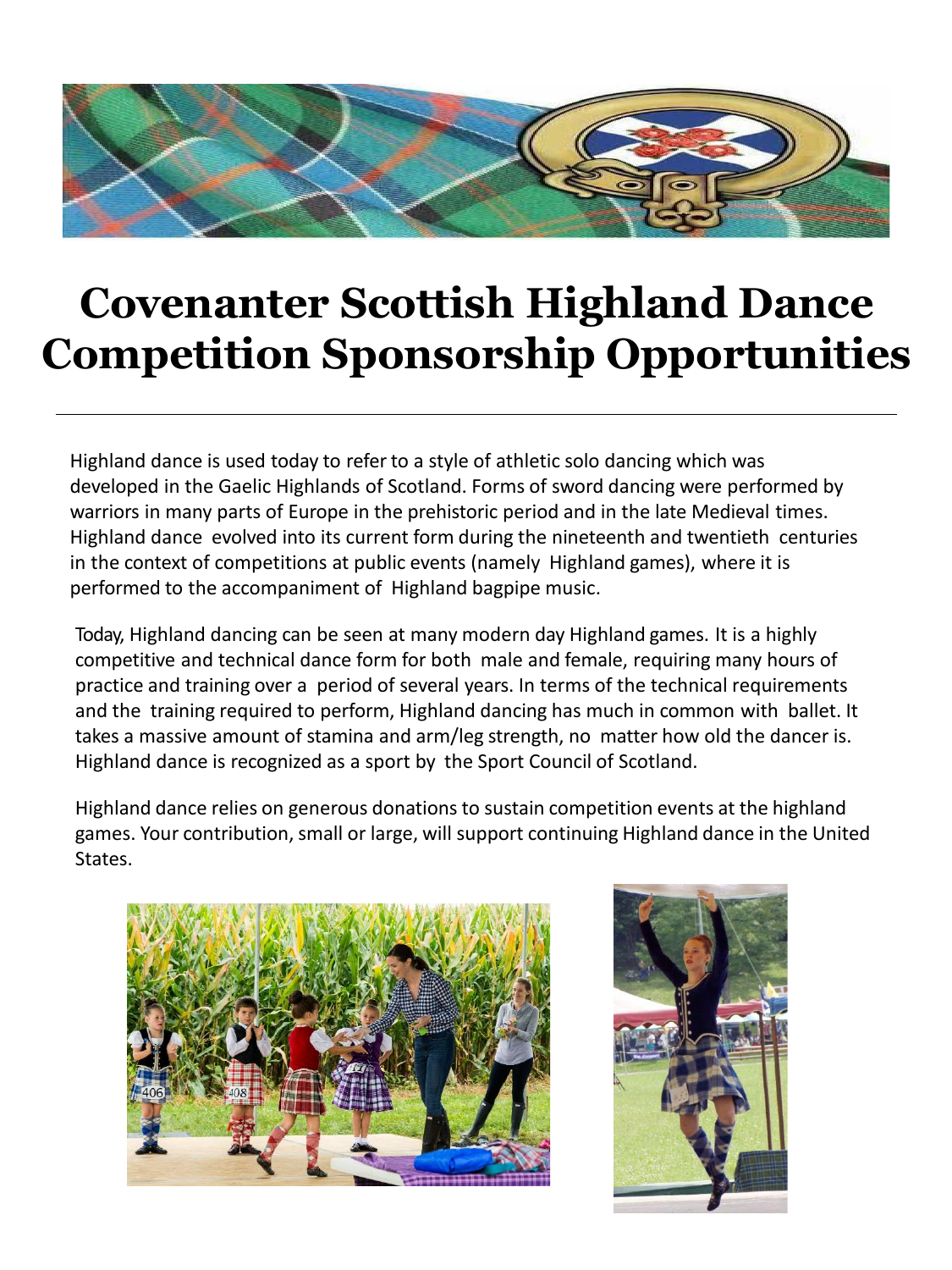# Covenanter Scottish Highland Dance Competition Sponsorship Opportunities

---

Highland dance is used today to refer to a style of athletic solo dancing which was developed in the Gaelic Highlands of Scotland. Forms of sword dancing were performed by warriors in many parts of Europe in the prehistoric period and in the late Medieval times. Highland dance evolved into its current form during the nineteenth and twentieth centuries in the context of competitions at public events (namely Highland games), where it is performed to the accompaniment of Highland bagpipe music.

Today, Highland dancing can be seen at many modern day Highland games. It is a highly competitive and technical dance form for both male and female, requiring many hours of practice and training over a period of several years. In terms of the technical requirements and the training required to perform, Highland dancing has much in common with ballet. It takes a massive amount of stamina and arm/leg strength, no matter how old the dancer is. Highland dance is recognized as a sport by the Sport Council of Scotland.

Highland dance relies on generous donations to sustain competition events at the highland games. Your contribution, small or large, will support continuing Highland dance in the United States.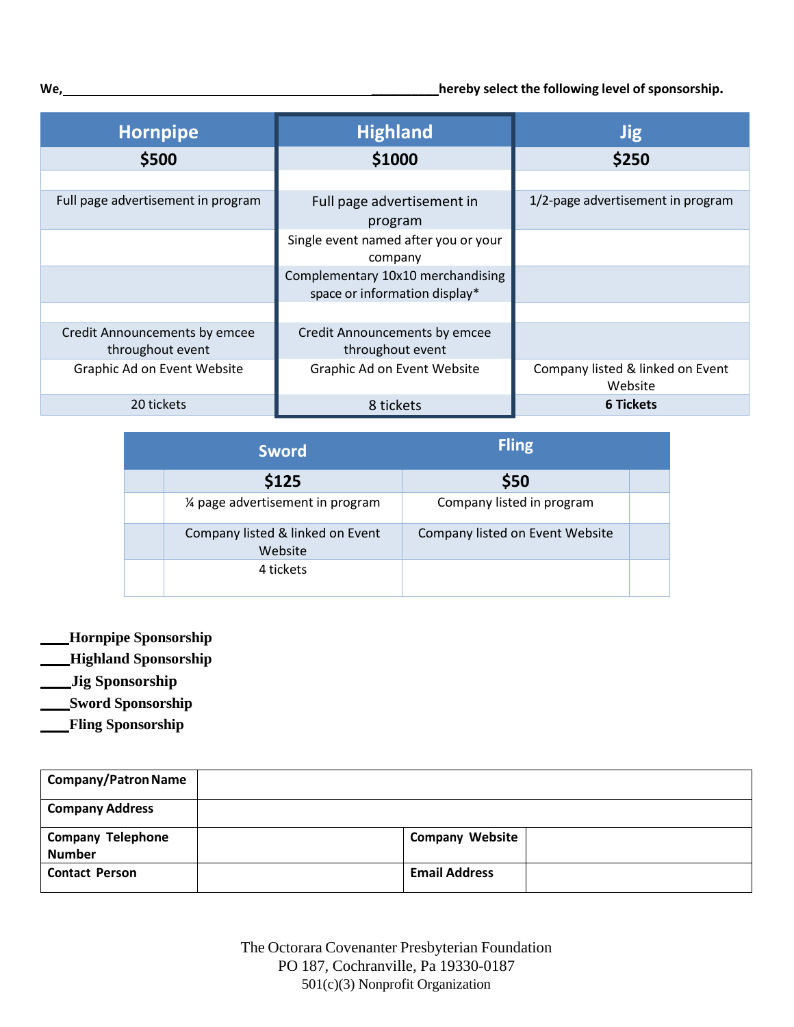**We,\_\_\_\_\_\_\_\_\_\_\_\_\_\_\_\_\_\_\_\_\_\_\_\_\_\_\_\_\_\_\_\_\_\_\_\_\_\_\_\_\_\_\_\_\_\_\_\_\_\_\_\_\_\_\_\_\_\_\_hereby select the following level of sponsorship.**

| Hornpipe | Highland | Jig |
|---|---|---|
| **$500** | **$1000** | **$250** |
| | | |
| Full page advertisement in program | Full page advertisement in program | 1/2-page advertisement in program |
| | Single event named after you or your company | |
| | Complementary 10x10 merchandising space or information display* | |
| | | |
| Credit Announcements by emcee throughout event | Credit Announcements by emcee throughout event | |
| Graphic Ad on Event Website | Graphic Ad on Event Website | Company listed & linked on Event Website |
| 20 tickets | 8 tickets | **6 Tickets** |

| | Sword | Fling | |
|---|---|---|---|
| | **$125** | **$50** | |
| | ¼ page advertisement in program | Company listed in program | |
| | Company listed & linked on Event Website | Company listed on Event Website | |
| | 4 tickets | | |

**\_\_\_\_Hornpipe Sponsorship**
**\_\_\_\_Highland Sponsorship**
**\_\_\_\_Jig Sponsorship**
**\_\_\_\_Sword Sponsorship**
**\_\_\_\_Fling Sponsorship**

| | | | |
|---|---|---|---|
| **Company/Patron Name** | | | |
| **Company Address** | | | |
| **Company Telephone Number** | | **Company Website** | |
| **Contact Person** | | **Email Address** | |

The Octorara Covenanter Presbyterian Foundation
PO 187, Cochranville, Pa 19330-0187
501(c)(3) Nonprofit Organization